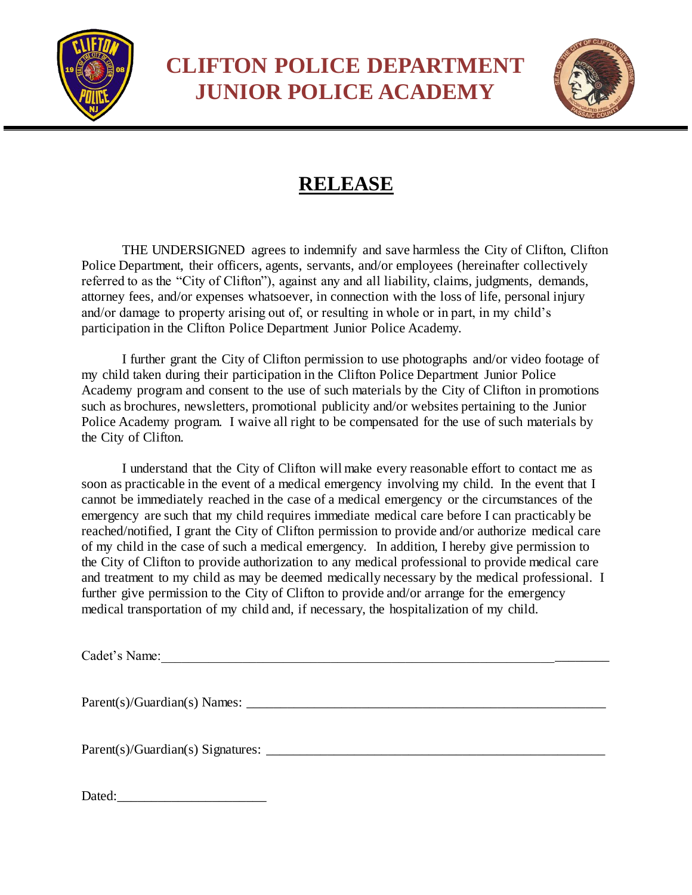# CLIFTON POLICE DEPARTMENT
# JUNIOR POLICE ACADEMY

## RELEASE

THE UNDERSIGNED agrees to indemnify and save harmless the City of Clifton, Clifton Police Department, their officers, agents, servants, and/or employees (hereinafter collectively referred to as the "City of Clifton"), against any and all liability, claims, judgments, demands, attorney fees, and/or expenses whatsoever, in connection with the loss of life, personal injury and/or damage to property arising out of, or resulting in whole or in part, in my child's participation in the Clifton Police Department Junior Police Academy.

I further grant the City of Clifton permission to use photographs and/or video footage of my child taken during their participation in the Clifton Police Department Junior Police Academy program and consent to the use of such materials by the City of Clifton in promotions such as brochures, newsletters, promotional publicity and/or websites pertaining to the Junior Police Academy program. I waive all right to be compensated for the use of such materials by the City of Clifton.

I understand that the City of Clifton will make every reasonable effort to contact me as soon as practicable in the event of a medical emergency involving my child. In the event that I cannot be immediately reached in the case of a medical emergency or the circumstances of the emergency are such that my child requires immediate medical care before I can practicably be reached/notified, I grant the City of Clifton permission to provide and/or authorize medical care of my child in the case of such a medical emergency. In addition, I hereby give permission to the City of Clifton to provide authorization to any medical professional to provide medical care and treatment to my child as may be deemed medically necessary by the medical professional. I further give permission to the City of Clifton to provide and/or arrange for the emergency medical transportation of my child and, if necessary, the hospitalization of my child.

Cadet's Name:_____________________________________________________________________

Parent(s)/Guardian(s) Names: ______________________________________________________

Parent(s)/Guardian(s) Signatures: ___________________________________________________

Dated:______________________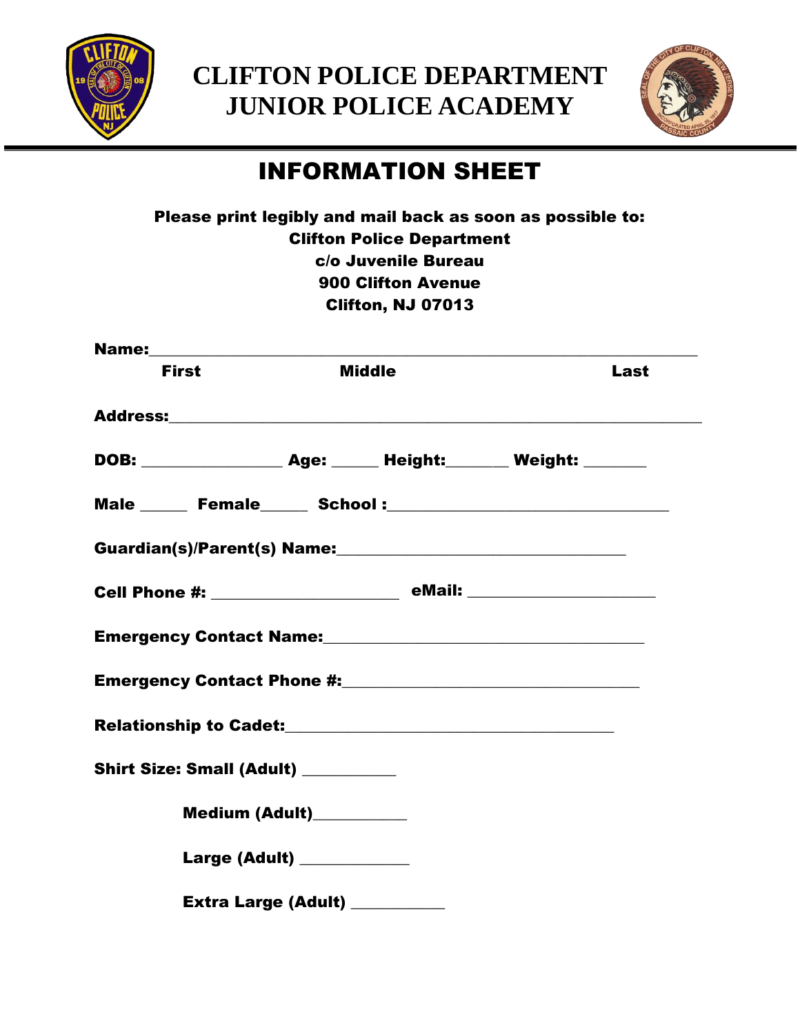# CLIFTON POLICE DEPARTMENT
# JUNIOR POLICE ACADEMY

## INFORMATION SHEET

**Please print legibly and mail back as soon as possible to:**
**Clifton Police Department**
**c/o Juvenile Bureau**
**900 Clifton Avenue**
**Clifton, NJ 07013**

**Name:**______________________________________________________________
**First** **Middle** **Last**

**Address:**____________________________________________________________

**DOB:** ________________ **Age:** _____ **Height:**_______ **Weight:** _______

**Male** _____ **Female**_____ **School :**__________________________________

**Guardian(s)/Parent(s) Name:**_________________________________

**Cell Phone #:** _____________________ **eMail:** _____________________

**Emergency Contact Name:**_____________________________________

**Emergency Contact Phone #:**__________________________________

**Relationship to Cadet:**______________________________________

**Shirt Size: Small (Adult)** __________

**Medium (Adult)**__________

**Large (Adult)** ____________

**Extra Large (Adult)** __________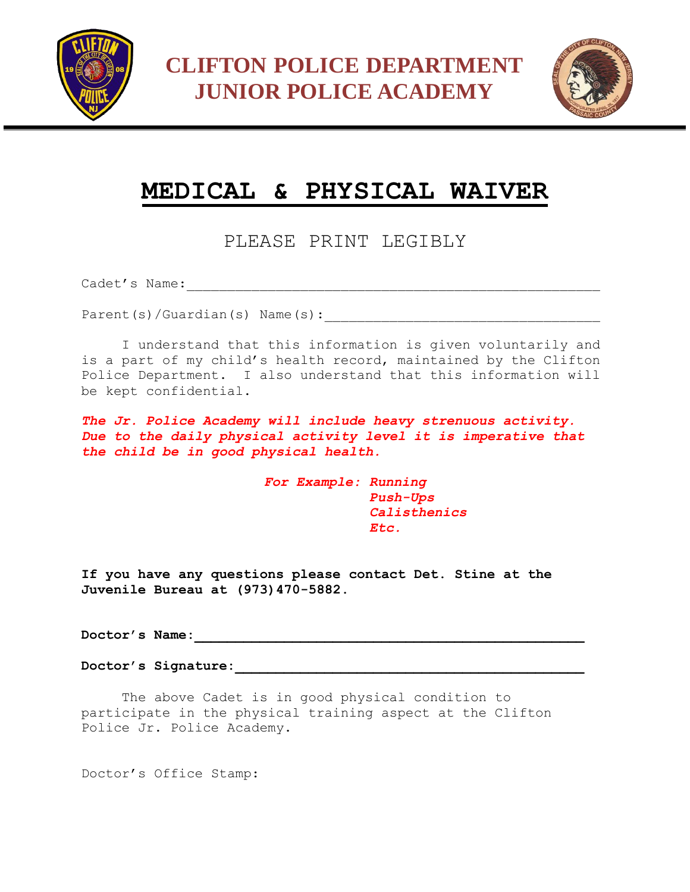# CLIFTON POLICE DEPARTMENT
# JUNIOR POLICE ACADEMY

## MEDICAL & PHYSICAL WAIVER

PLEASE PRINT LEGIBLY

Cadet's Name:_______________________________________________

Parent(s)/Guardian(s) Name(s):_________________________________

I understand that this information is given voluntarily and is a part of my child's health record, maintained by the Clifton Police Department. I also understand that this information will be kept confidential.

***The Jr. Police Academy will include heavy strenuous activity. Due to the daily physical activity level it is imperative that the child be in good physical health.***

***For Example:*** ***Running***
***Push-Ups***
***Calisthenics***
***Etc.***

**If you have any questions please contact Det. Stine at the Juvenile Bureau at (973)470-5882.**

**Doctor's Name:_________________________________________**

**Doctor's Signature:____________________________________**

The above Cadet is in good physical condition to participate in the physical training aspect at the Clifton Police Jr. Police Academy.

Doctor's Office Stamp: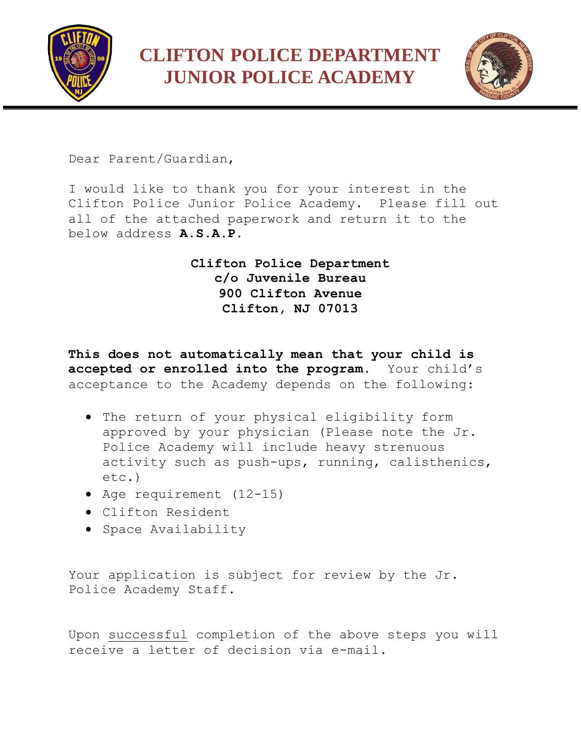# CLIFTON POLICE DEPARTMENT
# JUNIOR POLICE ACADEMY

Dear Parent/Guardian,

I would like to thank you for your interest in the Clifton Police Junior Police Academy. Please fill out all of the attached paperwork and return it to the below address **A.S.A.P.**

**Clifton Police Department**
**c/o Juvenile Bureau**
**900 Clifton Avenue**
**Clifton, NJ 07013**

**This does not automatically mean that your child is accepted or enrolled into the program.** Your child's acceptance to the Academy depends on the following:

- The return of your physical eligibility form approved by your physician (Please note the Jr. Police Academy will include heavy strenuous activity such as push-ups, running, calisthenics, etc.)
- Age requirement (12-15)
- Clifton Resident
- Space Availability

Your application is subject for review by the Jr. Police Academy Staff.

Upon <u>successful</u> completion of the above steps you will receive a letter of decision via e-mail.